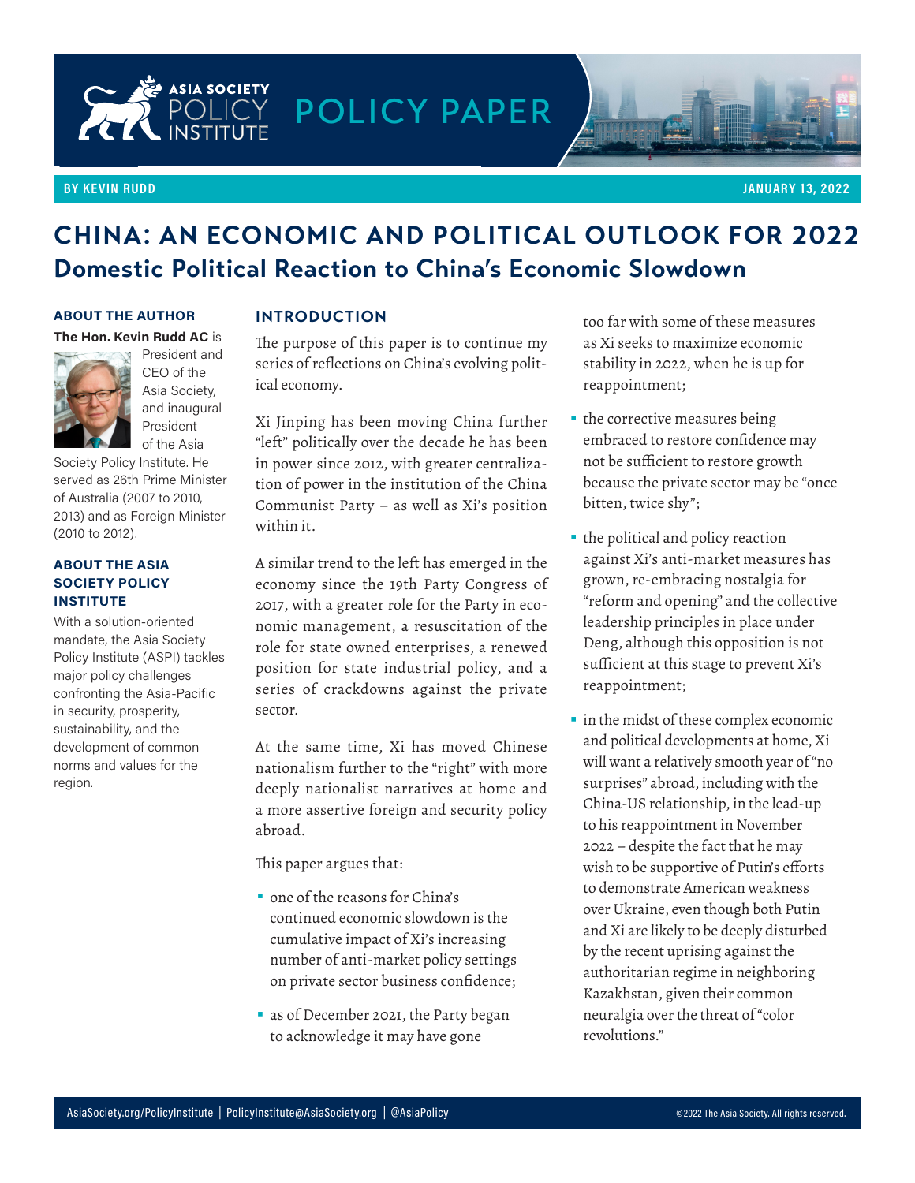ASIA SOCIETY POLICY INSTITUTE

POLICY PAPER

BY KEVIN RUDD

JANUARY 13, 2022

# CHINA: AN ECONOMIC AND POLITICAL OUTLOOK FOR 2022

## Domestic Political Reaction to China's Economic Slowdown

### ABOUT THE AUTHOR

**The Hon. Kevin Rudd AC** is President and CEO of the Asia Society, and inaugural President of the Asia Society Policy Institute. He served as 26th Prime Minister of Australia (2007 to 2010, 2013) and as Foreign Minister (2010 to 2012).

### ABOUT THE ASIA SOCIETY POLICY INSTITUTE

With a solution-oriented mandate, the Asia Society Policy Institute (ASPI) tackles major policy challenges confronting the Asia-Pacific in security, prosperity, sustainability, and the development of common norms and values for the region.

### INTRODUCTION

The purpose of this paper is to continue my series of reflections on China's evolving political economy.

Xi Jinping has been moving China further "left" politically over the decade he has been in power since 2012, with greater centralization of power in the institution of the China Communist Party – as well as Xi's position within it.

A similar trend to the left has emerged in the economy since the 19th Party Congress of 2017, with a greater role for the Party in economic management, a resuscitation of the role for state owned enterprises, a renewed position for state industrial policy, and a series of crackdowns against the private sector.

At the same time, Xi has moved Chinese nationalism further to the "right" with more deeply nationalist narratives at home and a more assertive foreign and security policy abroad.

This paper argues that:

- one of the reasons for China's continued economic slowdown is the cumulative impact of Xi's increasing number of anti-market policy settings on private sector business confidence;
- as of December 2021, the Party began to acknowledge it may have gone too far with some of these measures as Xi seeks to maximize economic stability in 2022, when he is up for reappointment;
- the corrective measures being embraced to restore confidence may not be sufficient to restore growth because the private sector may be "once bitten, twice shy";
- the political and policy reaction against Xi's anti-market measures has grown, re-embracing nostalgia for "reform and opening" and the collective leadership principles in place under Deng, although this opposition is not sufficient at this stage to prevent Xi's reappointment;
- in the midst of these complex economic and political developments at home, Xi will want a relatively smooth year of "no surprises" abroad, including with the China-US relationship, in the lead-up to his reappointment in November 2022 – despite the fact that he may wish to be supportive of Putin's efforts to demonstrate American weakness over Ukraine, even though both Putin and Xi are likely to be deeply disturbed by the recent uprising against the authoritarian regime in neighboring Kazakhstan, given their common neuralgia over the threat of "color revolutions."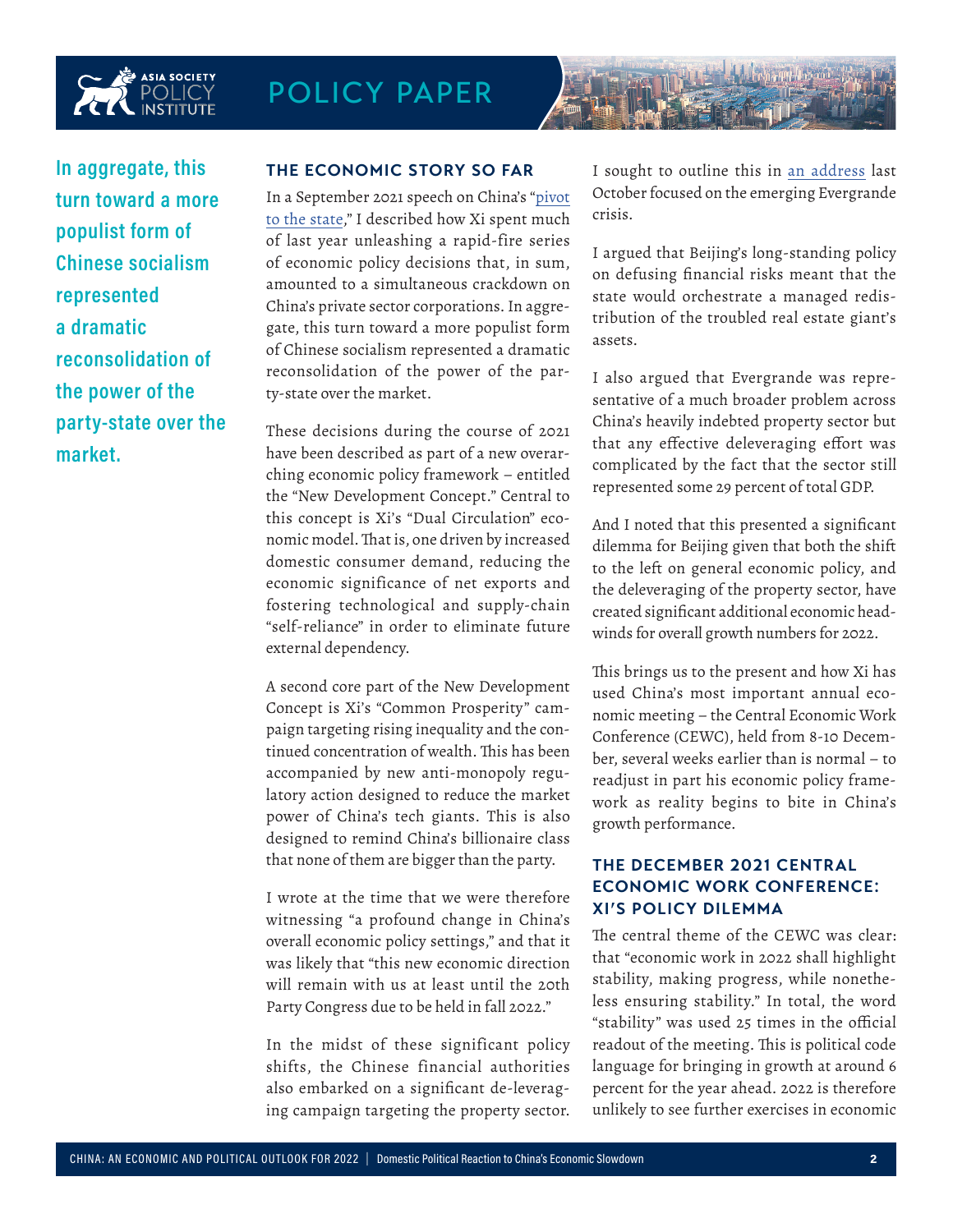> In aggregate, this turn toward a more populist form of Chinese socialism represented a dramatic reconsolidation of the power of the party-state over the market.

## THE ECONOMIC STORY SO FAR

In a September 2021 speech on China's "pivot to the state," I described how Xi spent much of last year unleashing a rapid-fire series of economic policy decisions that, in sum, amounted to a simultaneous crackdown on China's private sector corporations. In aggregate, this turn toward a more populist form of Chinese socialism represented a dramatic reconsolidation of the power of the party-state over the market.

These decisions during the course of 2021 have been described as part of a new overarching economic policy framework – entitled the "New Development Concept." Central to this concept is Xi's "Dual Circulation" economic model. That is, one driven by increased domestic consumer demand, reducing the economic significance of net exports and fostering technological and supply-chain "self-reliance" in order to eliminate future external dependency.

A second core part of the New Development Concept is Xi's "Common Prosperity" campaign targeting rising inequality and the continued concentration of wealth. This has been accompanied by new anti-monopoly regulatory action designed to reduce the market power of China's tech giants. This is also designed to remind China's billionaire class that none of them are bigger than the party.

I wrote at the time that we were therefore witnessing "a profound change in China's overall economic policy settings," and that it was likely that "this new economic direction will remain with us at least until the 20th Party Congress due to be held in fall 2022."

In the midst of these significant policy shifts, the Chinese financial authorities also embarked on a significant de-leveraging campaign targeting the property sector. I sought to outline this in an address last October focused on the emerging Evergrande crisis.

I argued that Beijing's long-standing policy on defusing financial risks meant that the state would orchestrate a managed redistribution of the troubled real estate giant's assets.

I also argued that Evergrande was representative of a much broader problem across China's heavily indebted property sector but that any effective deleveraging effort was complicated by the fact that the sector still represented some 29 percent of total GDP.

And I noted that this presented a significant dilemma for Beijing given that both the shift to the left on general economic policy, and the deleveraging of the property sector, have created significant additional economic headwinds for overall growth numbers for 2022.

This brings us to the present and how Xi has used China's most important annual economic meeting – the Central Economic Work Conference (CEWC), held from 8-10 December, several weeks earlier than is normal – to readjust in part his economic policy framework as reality begins to bite in China's growth performance.

## THE DECEMBER 2021 CENTRAL ECONOMIC WORK CONFERENCE: XI'S POLICY DILEMMA

The central theme of the CEWC was clear: that "economic work in 2022 shall highlight stability, making progress, while nonetheless ensuring stability." In total, the word "stability" was used 25 times in the official readout of the meeting. This is political code language for bringing in growth at around 6 percent for the year ahead. 2022 is therefore unlikely to see further exercises in economic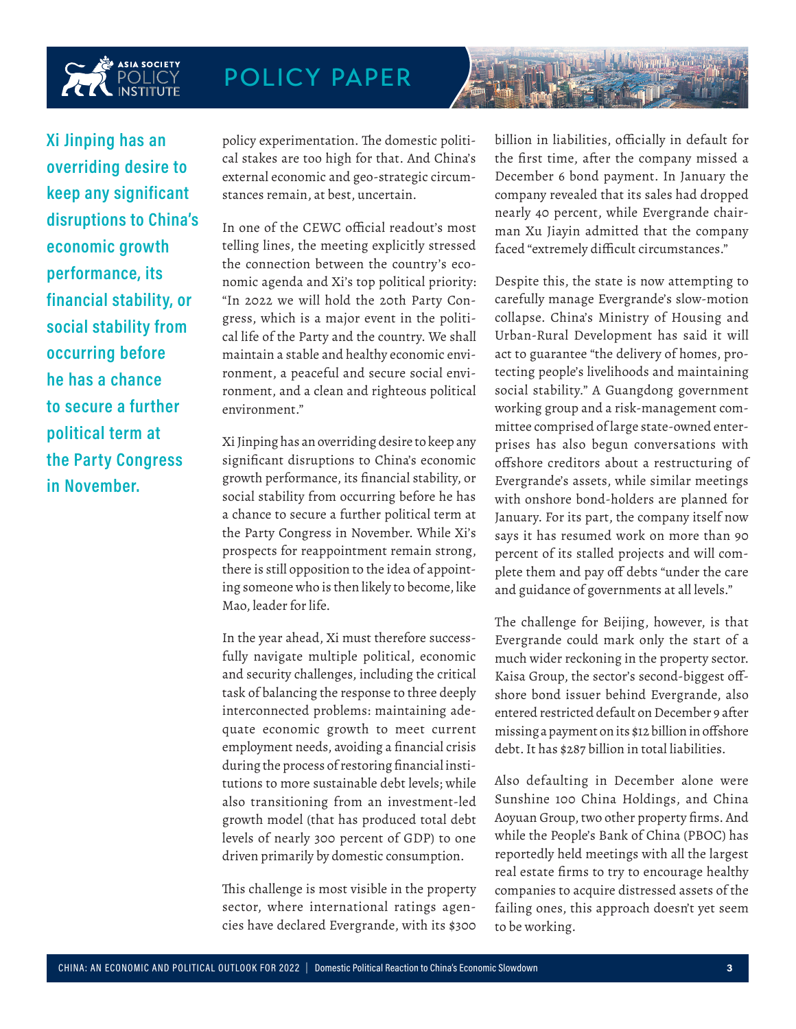**Xi Jinping has an overriding desire to keep any significant disruptions to China's economic growth performance, its financial stability, or social stability from occurring before he has a chance to secure a further political term at the Party Congress in November.**

policy experimentation. The domestic political stakes are too high for that. And China's external economic and geo-strategic circumstances remain, at best, uncertain.

In one of the CEWC official readout's most telling lines, the meeting explicitly stressed the connection between the country's economic agenda and Xi's top political priority: "In 2022 we will hold the 20th Party Congress, which is a major event in the political life of the Party and the country. We shall maintain a stable and healthy economic environment, a peaceful and secure social environment, and a clean and righteous political environment."

Xi Jinping has an overriding desire to keep any significant disruptions to China's economic growth performance, its financial stability, or social stability from occurring before he has a chance to secure a further political term at the Party Congress in November. While Xi's prospects for reappointment remain strong, there is still opposition to the idea of appointing someone who is then likely to become, like Mao, leader for life.

In the year ahead, Xi must therefore successfully navigate multiple political, economic and security challenges, including the critical task of balancing the response to three deeply interconnected problems: maintaining adequate economic growth to meet current employment needs, avoiding a financial crisis during the process of restoring financial institutions to more sustainable debt levels; while also transitioning from an investment-led growth model (that has produced total debt levels of nearly 300 percent of GDP) to one driven primarily by domestic consumption.

This challenge is most visible in the property sector, where international ratings agencies have declared Evergrande, with its $300 billion in liabilities, officially in default for the first time, after the company missed a December 6 bond payment. In January the company revealed that its sales had dropped nearly 40 percent, while Evergrande chairman Xu Jiayin admitted that the company faced "extremely difficult circumstances."

Despite this, the state is now attempting to carefully manage Evergrande's slow-motion collapse. China's Ministry of Housing and Urban-Rural Development has said it will act to guarantee "the delivery of homes, protecting people's livelihoods and maintaining social stability." A Guangdong government working group and a risk-management committee comprised of large state-owned enterprises has also begun conversations with offshore creditors about a restructuring of Evergrande's assets, while similar meetings with onshore bond-holders are planned for January. For its part, the company itself now says it has resumed work on more than 90 percent of its stalled projects and will complete them and pay off debts "under the care and guidance of governments at all levels."

The challenge for Beijing, however, is that Evergrande could mark only the start of a much wider reckoning in the property sector. Kaisa Group, the sector's second-biggest offshore bond issuer behind Evergrande, also entered restricted default on December 9 after missing a payment on its $12 billion in offshore debt. It has $287 billion in total liabilities.

Also defaulting in December alone were Sunshine 100 China Holdings, and China Aoyuan Group, two other property firms. And while the People's Bank of China (PBOC) has reportedly held meetings with all the largest real estate firms to try to encourage healthy companies to acquire distressed assets of the failing ones, this approach doesn't yet seem to be working.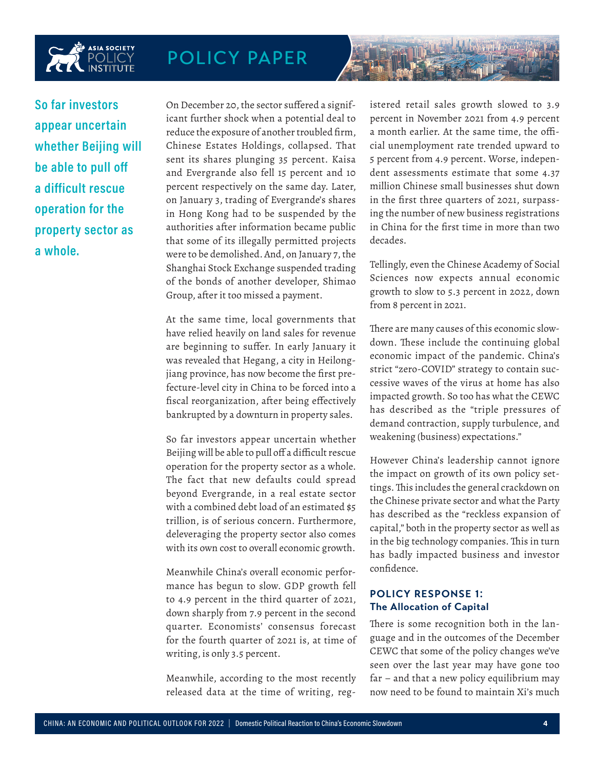So far investors appear uncertain whether Beijing will be able to pull off a difficult rescue operation for the property sector as a whole.

On December 20, the sector suffered a significant further shock when a potential deal to reduce the exposure of another troubled firm, Chinese Estates Holdings, collapsed. That sent its shares plunging 35 percent. Kaisa and Evergrande also fell 15 percent and 10 percent respectively on the same day. Later, on January 3, trading of Evergrande's shares in Hong Kong had to be suspended by the authorities after information became public that some of its illegally permitted projects were to be demolished. And, on January 7, the Shanghai Stock Exchange suspended trading of the bonds of another developer, Shimao Group, after it too missed a payment.

At the same time, local governments that have relied heavily on land sales for revenue are beginning to suffer. In early January it was revealed that Hegang, a city in Heilongjiang province, has now become the first prefecture-level city in China to be forced into a fiscal reorganization, after being effectively bankrupted by a downturn in property sales.

So far investors appear uncertain whether Beijing will be able to pull off a difficult rescue operation for the property sector as a whole. The fact that new defaults could spread beyond Evergrande, in a real estate sector with a combined debt load of an estimated $5 trillion, is of serious concern. Furthermore, deleveraging the property sector also comes with its own cost to overall economic growth.

Meanwhile China's overall economic performance has begun to slow. GDP growth fell to 4.9 percent in the third quarter of 2021, down sharply from 7.9 percent in the second quarter. Economists' consensus forecast for the fourth quarter of 2021 is, at time of writing, is only 3.5 percent.

Meanwhile, according to the most recently released data at the time of writing, registered retail sales growth slowed to 3.9 percent in November 2021 from 4.9 percent a month earlier. At the same time, the official unemployment rate trended upward to 5 percent from 4.9 percent. Worse, independent assessments estimate that some 4.37 million Chinese small businesses shut down in the first three quarters of 2021, surpassing the number of new business registrations in China for the first time in more than two decades.

Tellingly, even the Chinese Academy of Social Sciences now expects annual economic growth to slow to 5.3 percent in 2022, down from 8 percent in 2021.

There are many causes of this economic slowdown. These include the continuing global economic impact of the pandemic. China's strict "zero-COVID" strategy to contain successive waves of the virus at home has also impacted growth. So too has what the CEWC has described as the "triple pressures of demand contraction, supply turbulence, and weakening (business) expectations."

However China's leadership cannot ignore the impact on growth of its own policy settings. This includes the general crackdown on the Chinese private sector and what the Party has described as the "reckless expansion of capital," both in the property sector as well as in the big technology companies. This in turn has badly impacted business and investor confidence.

### POLICY RESPONSE 1: The Allocation of Capital

There is some recognition both in the language and in the outcomes of the December CEWC that some of the policy changes we've seen over the last year may have gone too far – and that a new policy equilibrium may now need to be found to maintain Xi's much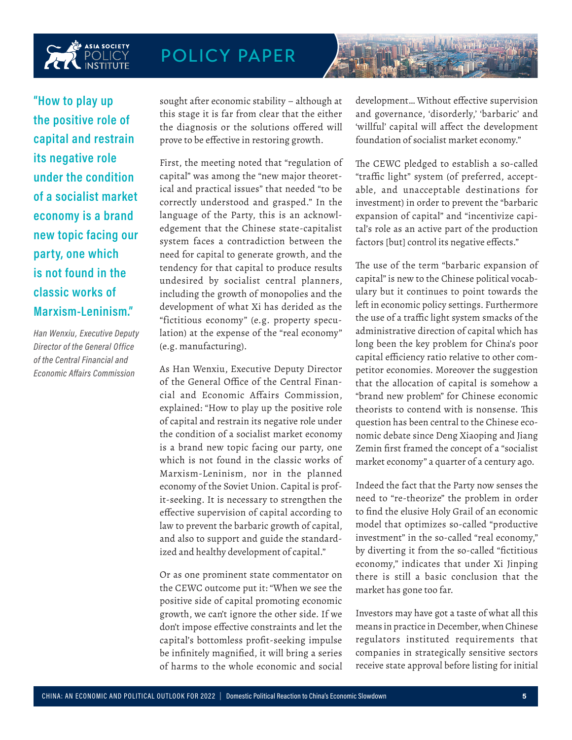> **"How to play up the positive role of capital and restrain its negative role under the condition of a socialist market economy is a brand new topic facing our party, one which is not found in the classic works of Marxism-Leninism."**
>
> *Han Wenxiu, Executive Deputy Director of the General Office of the Central Financial and Economic Affairs Commission*

sought after economic stability – although at this stage it is far from clear that the either the diagnosis or the solutions offered will prove to be effective in restoring growth.

First, the meeting noted that "regulation of capital" was among the "new major theoretical and practical issues" that needed "to be correctly understood and grasped." In the language of the Party, this is an acknowledgement that the Chinese state-capitalist system faces a contradiction between the need for capital to generate growth, and the tendency for that capital to produce results undesired by socialist central planners, including the growth of monopolies and the development of what Xi has derided as the "fictitious economy" (e.g. property speculation) at the expense of the "real economy" (e.g. manufacturing).

As Han Wenxiu, Executive Deputy Director of the General Office of the Central Financial and Economic Affairs Commission, explained: "How to play up the positive role of capital and restrain its negative role under the condition of a socialist market economy is a brand new topic facing our party, one which is not found in the classic works of Marxism-Leninism, nor in the planned economy of the Soviet Union. Capital is profit-seeking. It is necessary to strengthen the effective supervision of capital according to law to prevent the barbaric growth of capital, and also to support and guide the standardized and healthy development of capital."

Or as one prominent state commentator on the CEWC outcome put it: "When we see the positive side of capital promoting economic growth, we can't ignore the other side. If we don't impose effective constraints and let the capital's bottomless profit-seeking impulse be infinitely magnified, it will bring a series of harms to the whole economic and social development… Without effective supervision and governance, 'disorderly,' 'barbaric' and 'willful' capital will affect the development foundation of socialist market economy."

The CEWC pledged to establish a so-called "traffic light" system (of preferred, acceptable, and unacceptable destinations for investment) in order to prevent the "barbaric expansion of capital" and "incentivize capital's role as an active part of the production factors [but] control its negative effects."

The use of the term "barbaric expansion of capital" is new to the Chinese political vocabulary but it continues to point towards the left in economic policy settings. Furthermore the use of a traffic light system smacks of the administrative direction of capital which has long been the key problem for China's poor capital efficiency ratio relative to other competitor economies. Moreover the suggestion that the allocation of capital is somehow a "brand new problem" for Chinese economic theorists to contend with is nonsense. This question has been central to the Chinese economic debate since Deng Xiaoping and Jiang Zemin first framed the concept of a "socialist market economy" a quarter of a century ago.

Indeed the fact that the Party now senses the need to "re-theorize" the problem in order to find the elusive Holy Grail of an economic model that optimizes so-called "productive investment" in the so-called "real economy," by diverting it from the so-called "fictitious economy," indicates that under Xi Jinping there is still a basic conclusion that the market has gone too far.

Investors may have got a taste of what all this means in practice in December, when Chinese regulators instituted requirements that companies in strategically sensitive sectors receive state approval before listing for initial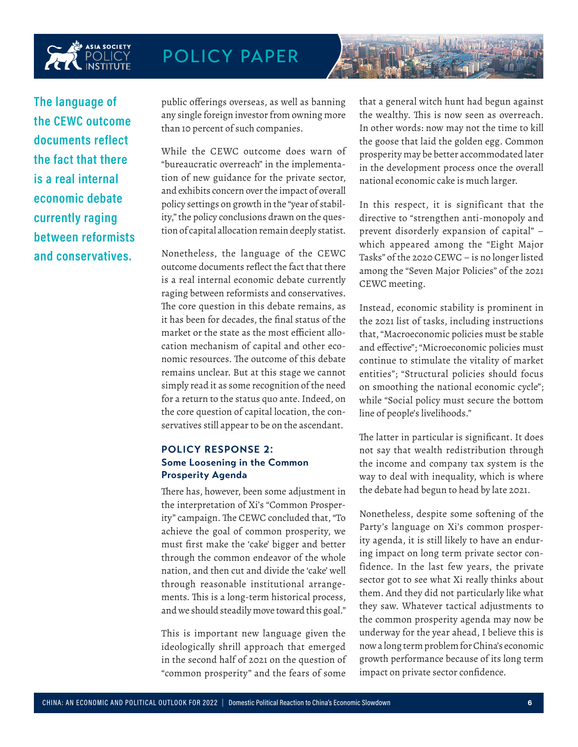> **The language of the CEWC outcome documents reflect the fact that there is a real internal economic debate currently raging between reformists and conservatives.**

public offerings overseas, as well as banning any single foreign investor from owning more than 10 percent of such companies.

While the CEWC outcome does warn of "bureaucratic overreach" in the implementation of new guidance for the private sector, and exhibits concern over the impact of overall policy settings on growth in the "year of stability," the policy conclusions drawn on the question of capital allocation remain deeply statist.

Nonetheless, the language of the CEWC outcome documents reflect the fact that there is a real internal economic debate currently raging between reformists and conservatives. The core question in this debate remains, as it has been for decades, the final status of the market or the state as the most efficient allocation mechanism of capital and other economic resources. The outcome of this debate remains unclear. But at this stage we cannot simply read it as some recognition of the need for a return to the status quo ante. Indeed, on the core question of capital location, the conservatives still appear to be on the ascendant.

### POLICY RESPONSE 2: Some Loosening in the Common Prosperity Agenda

There has, however, been some adjustment in the interpretation of Xi's "Common Prosperity" campaign. The CEWC concluded that, "To achieve the goal of common prosperity, we must first make the 'cake' bigger and better through the common endeavor of the whole nation, and then cut and divide the 'cake' well through reasonable institutional arrangements. This is a long-term historical process, and we should steadily move toward this goal."

This is important new language given the ideologically shrill approach that emerged in the second half of 2021 on the question of "common prosperity" and the fears of some that a general witch hunt had begun against the wealthy. This is now seen as overreach. In other words: now may not the time to kill the goose that laid the golden egg. Common prosperity may be better accommodated later in the development process once the overall national economic cake is much larger.

In this respect, it is significant that the directive to "strengthen anti-monopoly and prevent disorderly expansion of capital" – which appeared among the "Eight Major Tasks" of the 2020 CEWC – is no longer listed among the "Seven Major Policies" of the 2021 CEWC meeting.

Instead, economic stability is prominent in the 2021 list of tasks, including instructions that, "Macroeconomic policies must be stable and effective"; "Microeconomic policies must continue to stimulate the vitality of market entities"; "Structural policies should focus on smoothing the national economic cycle"; while "Social policy must secure the bottom line of people's livelihoods."

The latter in particular is significant. It does not say that wealth redistribution through the income and company tax system is the way to deal with inequality, which is where the debate had begun to head by late 2021.

Nonetheless, despite some softening of the Party's language on Xi's common prosperity agenda, it is still likely to have an enduring impact on long term private sector confidence. In the last few years, the private sector got to see what Xi really thinks about them. And they did not particularly like what they saw. Whatever tactical adjustments to the common prosperity agenda may now be underway for the year ahead, I believe this is now a long term problem for China's economic growth performance because of its long term impact on private sector confidence.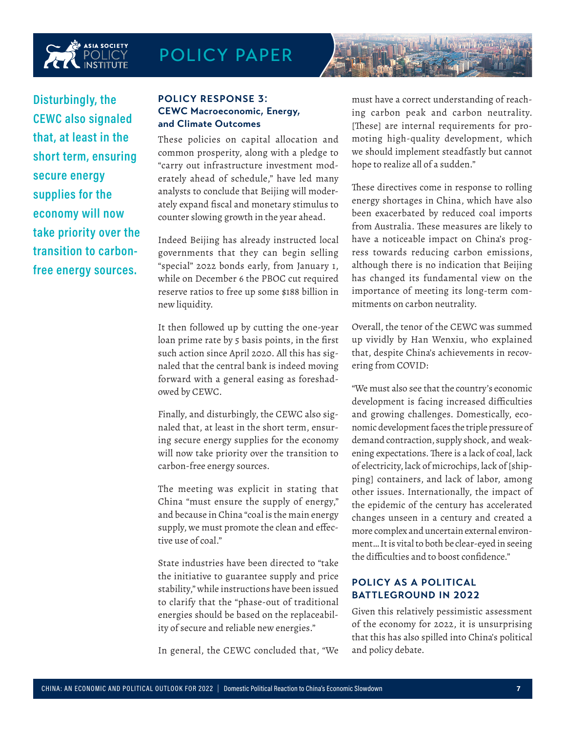Disturbingly, the CEWC also signaled that, at least in the short term, ensuring secure energy supplies for the economy will now take priority over the transition to carbon-free energy sources.

### POLICY RESPONSE 3:
### CEWC Macroeconomic, Energy, and Climate Outcomes

These policies on capital allocation and common prosperity, along with a pledge to "carry out infrastructure investment moderately ahead of schedule," have led many analysts to conclude that Beijing will moderately expand fiscal and monetary stimulus to counter slowing growth in the year ahead.

Indeed Beijing has already instructed local governments that they can begin selling "special" 2022 bonds early, from January 1, while on December 6 the PBOC cut required reserve ratios to free up some $188 billion in new liquidity.

It then followed up by cutting the one-year loan prime rate by 5 basis points, in the first such action since April 2020. All this has signaled that the central bank is indeed moving forward with a general easing as foreshadowed by CEWC.

Finally, and disturbingly, the CEWC also signaled that, at least in the short term, ensuring secure energy supplies for the economy will now take priority over the transition to carbon-free energy sources.

The meeting was explicit in stating that China "must ensure the supply of energy," and because in China "coal is the main energy supply, we must promote the clean and effective use of coal."

State industries have been directed to "take the initiative to guarantee supply and price stability," while instructions have been issued to clarify that the "phase-out of traditional energies should be based on the replaceability of secure and reliable new energies."

In general, the CEWC concluded that, "We must have a correct understanding of reaching carbon peak and carbon neutrality. [These] are internal requirements for promoting high-quality development, which we should implement steadfastly but cannot hope to realize all of a sudden."

These directives come in response to rolling energy shortages in China, which have also been exacerbated by reduced coal imports from Australia. These measures are likely to have a noticeable impact on China's progress towards reducing carbon emissions, although there is no indication that Beijing has changed its fundamental view on the importance of meeting its long-term commitments on carbon neutrality.

Overall, the tenor of the CEWC was summed up vividly by Han Wenxiu, who explained that, despite China's achievements in recovering from COVID:

"We must also see that the country's economic development is facing increased difficulties and growing challenges. Domestically, economic development faces the triple pressure of demand contraction, supply shock, and weakening expectations. There is a lack of coal, lack of electricity, lack of microchips, lack of [shipping] containers, and lack of labor, among other issues. Internationally, the impact of the epidemic of the century has accelerated changes unseen in a century and created a more complex and uncertain external environment… It is vital to both be clear-eyed in seeing the difficulties and to boost confidence."

### POLICY AS A POLITICAL BATTLEGROUND IN 2022

Given this relatively pessimistic assessment of the economy for 2022, it is unsurprising that this has also spilled into China's political and policy debate.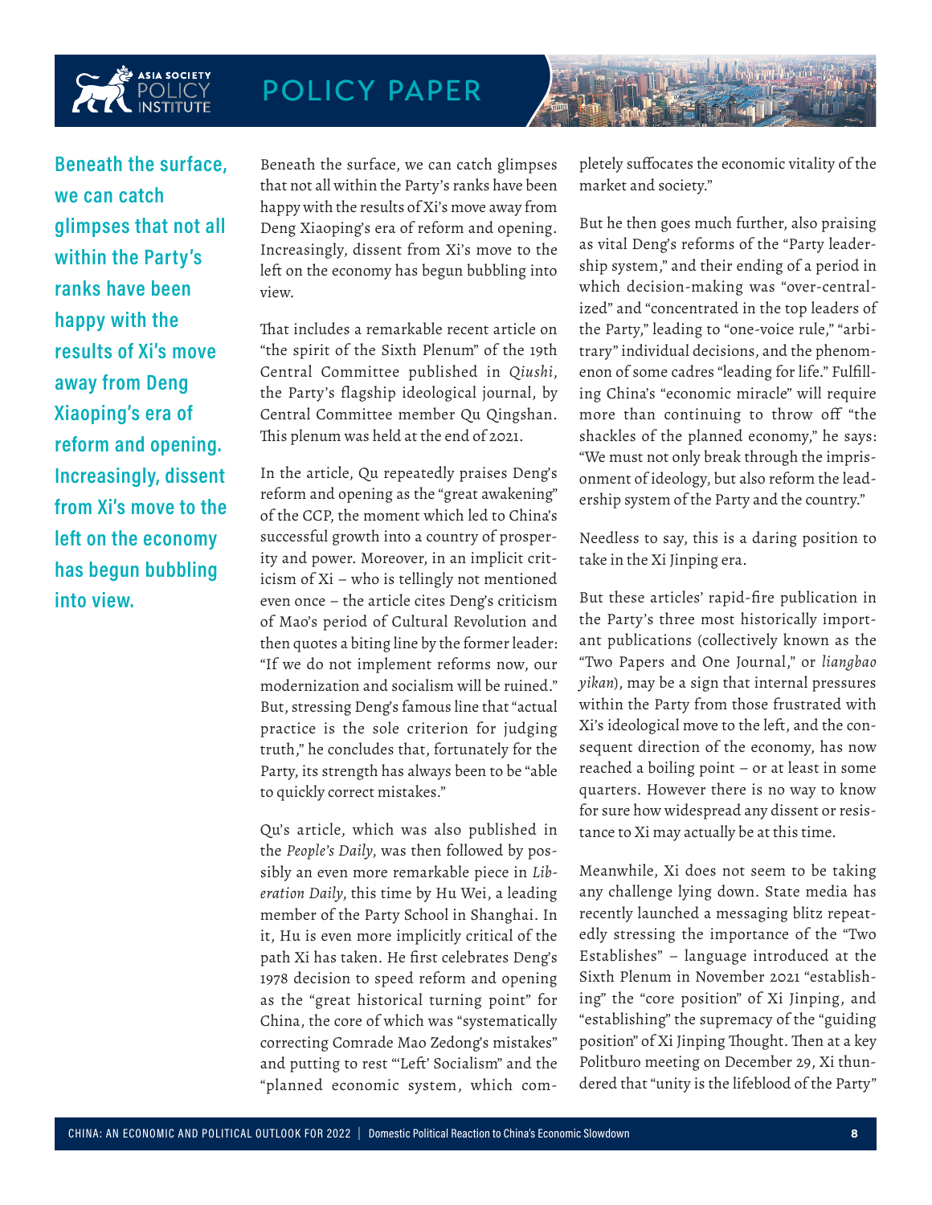> **Beneath the surface, we can catch glimpses that not all within the Party's ranks have been happy with the results of Xi's move away from Deng Xiaoping's era of reform and opening. Increasingly, dissent from Xi's move to the left on the economy has begun bubbling into view.**

Beneath the surface, we can catch glimpses that not all within the Party's ranks have been happy with the results of Xi's move away from Deng Xiaoping's era of reform and opening. Increasingly, dissent from Xi's move to the left on the economy has begun bubbling into view.

That includes a remarkable recent article on "the spirit of the Sixth Plenum" of the 19th Central Committee published in *Qiushi*, the Party's flagship ideological journal, by Central Committee member Qu Qingshan. This plenum was held at the end of 2021.

In the article, Qu repeatedly praises Deng's reform and opening as the "great awakening" of the CCP, the moment which led to China's successful growth into a country of prosperity and power. Moreover, in an implicit criticism of Xi – who is tellingly not mentioned even once – the article cites Deng's criticism of Mao's period of Cultural Revolution and then quotes a biting line by the former leader: "If we do not implement reforms now, our modernization and socialism will be ruined." But, stressing Deng's famous line that "actual practice is the sole criterion for judging truth," he concludes that, fortunately for the Party, its strength has always been to be "able to quickly correct mistakes."

Qu's article, which was also published in the *People's Daily*, was then followed by possibly an even more remarkable piece in *Liberation Daily*, this time by Hu Wei, a leading member of the Party School in Shanghai. In it, Hu is even more implicitly critical of the path Xi has taken. He first celebrates Deng's 1978 decision to speed reform and opening as the "great historical turning point" for China, the core of which was "systematically correcting Comrade Mao Zedong's mistakes" and putting to rest "'Left' Socialism" and the "planned economic system, which completely suffocates the economic vitality of the market and society."

But he then goes much further, also praising as vital Deng's reforms of the "Party leadership system," and their ending of a period in which decision-making was "over-centralized" and "concentrated in the top leaders of the Party," leading to "one-voice rule," "arbitrary" individual decisions, and the phenomenon of some cadres "leading for life." Fulfilling China's "economic miracle" will require more than continuing to throw off "the shackles of the planned economy," he says: "We must not only break through the imprisonment of ideology, but also reform the leadership system of the Party and the country."

Needless to say, this is a daring position to take in the Xi Jinping era.

But these articles' rapid-fire publication in the Party's three most historically important publications (collectively known as the "Two Papers and One Journal," or *liangbao yikan*), may be a sign that internal pressures within the Party from those frustrated with Xi's ideological move to the left, and the consequent direction of the economy, has now reached a boiling point – or at least in some quarters. However there is no way to know for sure how widespread any dissent or resistance to Xi may actually be at this time.

Meanwhile, Xi does not seem to be taking any challenge lying down. State media has recently launched a messaging blitz repeatedly stressing the importance of the "Two Establishes" – language introduced at the Sixth Plenum in November 2021 "establishing" the "core position" of Xi Jinping, and "establishing" the supremacy of the "guiding position" of Xi Jinping Thought. Then at a key Politburo meeting on December 29, Xi thundered that "unity is the lifeblood of the Party"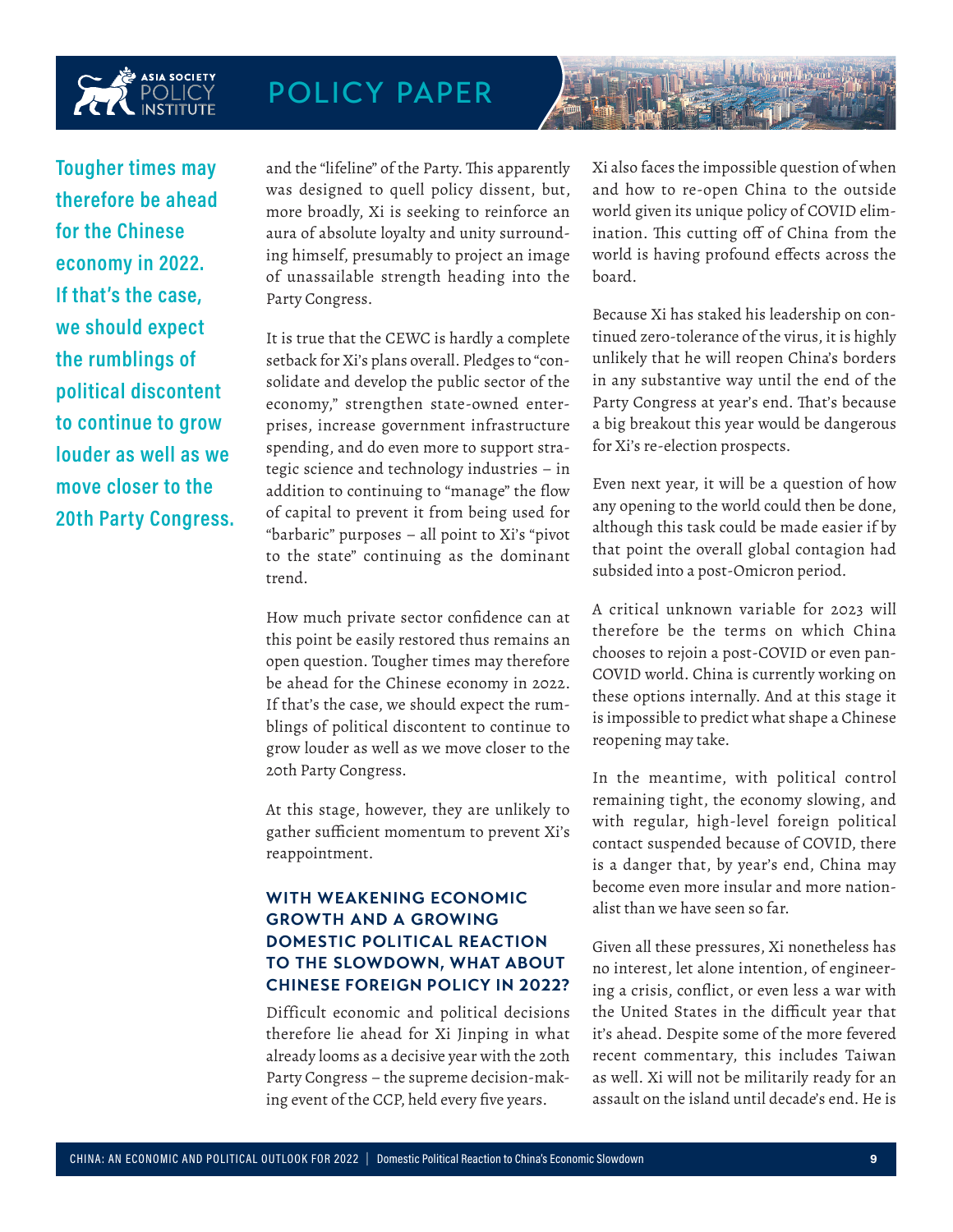> **Tougher times may therefore be ahead for the Chinese economy in 2022. If that's the case, we should expect the rumblings of political discontent to continue to grow louder as well as we move closer to the 20th Party Congress.**

and the "lifeline" of the Party. This apparently was designed to quell policy dissent, but, more broadly, Xi is seeking to reinforce an aura of absolute loyalty and unity surrounding himself, presumably to project an image of unassailable strength heading into the Party Congress.

It is true that the CEWC is hardly a complete setback for Xi's plans overall. Pledges to "consolidate and develop the public sector of the economy," strengthen state-owned enterprises, increase government infrastructure spending, and do even more to support strategic science and technology industries – in addition to continuing to "manage" the flow of capital to prevent it from being used for "barbaric" purposes – all point to Xi's "pivot to the state" continuing as the dominant trend.

How much private sector confidence can at this point be easily restored thus remains an open question. Tougher times may therefore be ahead for the Chinese economy in 2022. If that's the case, we should expect the rumblings of political discontent to continue to grow louder as well as we move closer to the 20th Party Congress.

At this stage, however, they are unlikely to gather sufficient momentum to prevent Xi's reappointment.

### WITH WEAKENING ECONOMIC GROWTH AND A GROWING DOMESTIC POLITICAL REACTION TO THE SLOWDOWN, WHAT ABOUT CHINESE FOREIGN POLICY IN 2022?

Difficult economic and political decisions therefore lie ahead for Xi Jinping in what already looms as a decisive year with the 20th Party Congress – the supreme decision-making event of the CCP, held every five years.

Xi also faces the impossible question of when and how to re-open China to the outside world given its unique policy of COVID elimination. This cutting off of China from the world is having profound effects across the board.

Because Xi has staked his leadership on continued zero-tolerance of the virus, it is highly unlikely that he will reopen China's borders in any substantive way until the end of the Party Congress at year's end. That's because a big breakout this year would be dangerous for Xi's re-election prospects.

Even next year, it will be a question of how any opening to the world could then be done, although this task could be made easier if by that point the overall global contagion had subsided into a post-Omicron period.

A critical unknown variable for 2023 will therefore be the terms on which China chooses to rejoin a post-COVID or even pan-COVID world. China is currently working on these options internally. And at this stage it is impossible to predict what shape a Chinese reopening may take.

In the meantime, with political control remaining tight, the economy slowing, and with regular, high-level foreign political contact suspended because of COVID, there is a danger that, by year's end, China may become even more insular and more nationalist than we have seen so far.

Given all these pressures, Xi nonetheless has no interest, let alone intention, of engineering a crisis, conflict, or even less a war with the United States in the difficult year that it's ahead. Despite some of the more fevered recent commentary, this includes Taiwan as well. Xi will not be militarily ready for an assault on the island until decade's end. He is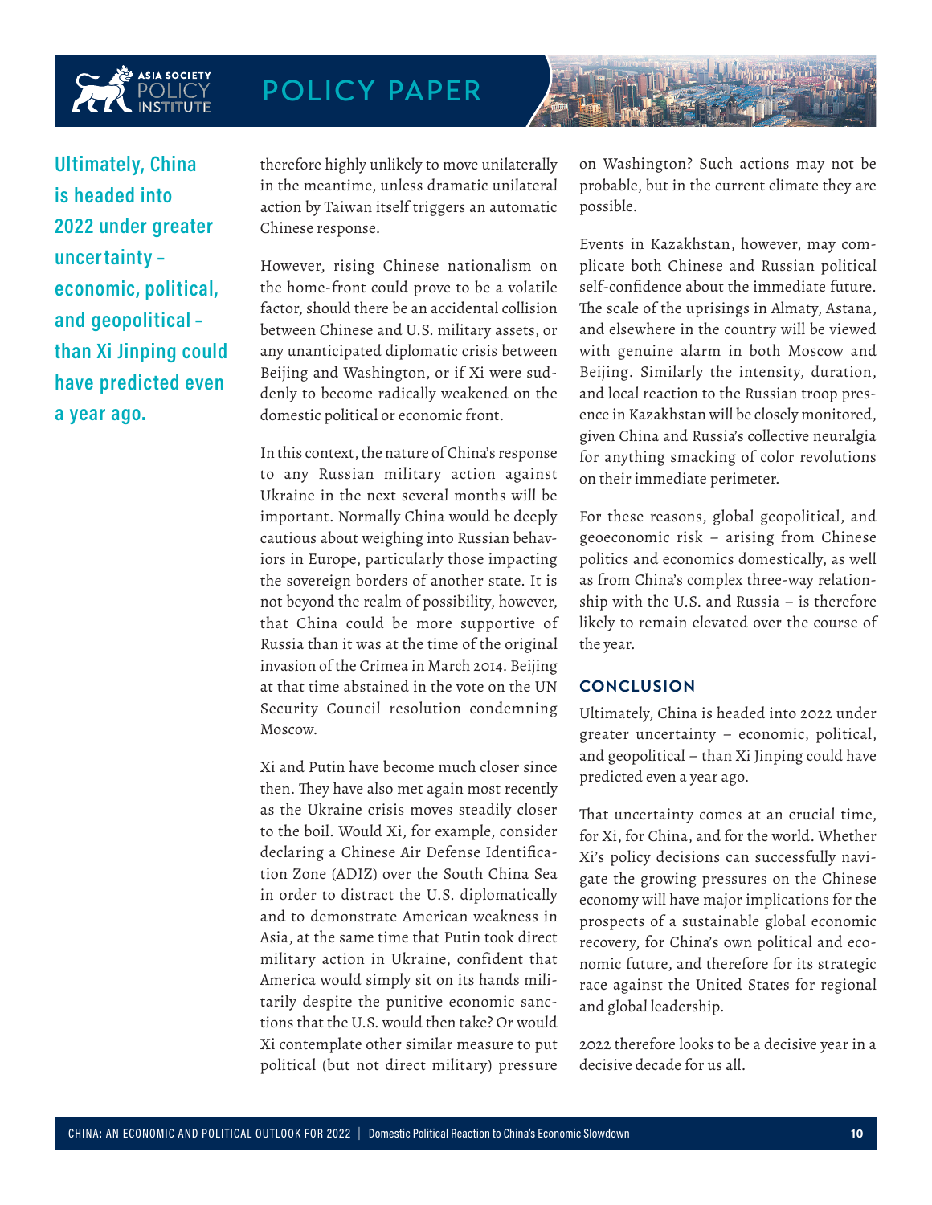Ultimately, China is headed into 2022 under greater uncertainty – economic, political, and geopolitical – than Xi Jinping could have predicted even a year ago.

therefore highly unlikely to move unilaterally in the meantime, unless dramatic unilateral action by Taiwan itself triggers an automatic Chinese response.

However, rising Chinese nationalism on the home-front could prove to be a volatile factor, should there be an accidental collision between Chinese and U.S. military assets, or any unanticipated diplomatic crisis between Beijing and Washington, or if Xi were suddenly to become radically weakened on the domestic political or economic front.

In this context, the nature of China's response to any Russian military action against Ukraine in the next several months will be important. Normally China would be deeply cautious about weighing into Russian behaviors in Europe, particularly those impacting the sovereign borders of another state. It is not beyond the realm of possibility, however, that China could be more supportive of Russia than it was at the time of the original invasion of the Crimea in March 2014. Beijing at that time abstained in the vote on the UN Security Council resolution condemning Moscow.

Xi and Putin have become much closer since then. They have also met again most recently as the Ukraine crisis moves steadily closer to the boil. Would Xi, for example, consider declaring a Chinese Air Defense Identification Zone (ADIZ) over the South China Sea in order to distract the U.S. diplomatically and to demonstrate American weakness in Asia, at the same time that Putin took direct military action in Ukraine, confident that America would simply sit on its hands militarily despite the punitive economic sanctions that the U.S. would then take? Or would Xi contemplate other similar measure to put political (but not direct military) pressure on Washington? Such actions may not be probable, but in the current climate they are possible.

Events in Kazakhstan, however, may complicate both Chinese and Russian political self-confidence about the immediate future. The scale of the uprisings in Almaty, Astana, and elsewhere in the country will be viewed with genuine alarm in both Moscow and Beijing. Similarly the intensity, duration, and local reaction to the Russian troop presence in Kazakhstan will be closely monitored, given China and Russia's collective neuralgia for anything smacking of color revolutions on their immediate perimeter.

For these reasons, global geopolitical, and geoeconomic risk – arising from Chinese politics and economics domestically, as well as from China's complex three-way relationship with the U.S. and Russia – is therefore likely to remain elevated over the course of the year.

## CONCLUSION

Ultimately, China is headed into 2022 under greater uncertainty – economic, political, and geopolitical – than Xi Jinping could have predicted even a year ago.

That uncertainty comes at an crucial time, for Xi, for China, and for the world. Whether Xi's policy decisions can successfully navigate the growing pressures on the Chinese economy will have major implications for the prospects of a sustainable global economic recovery, for China's own political and economic future, and therefore for its strategic race against the United States for regional and global leadership.

2022 therefore looks to be a decisive year in a decisive decade for us all.